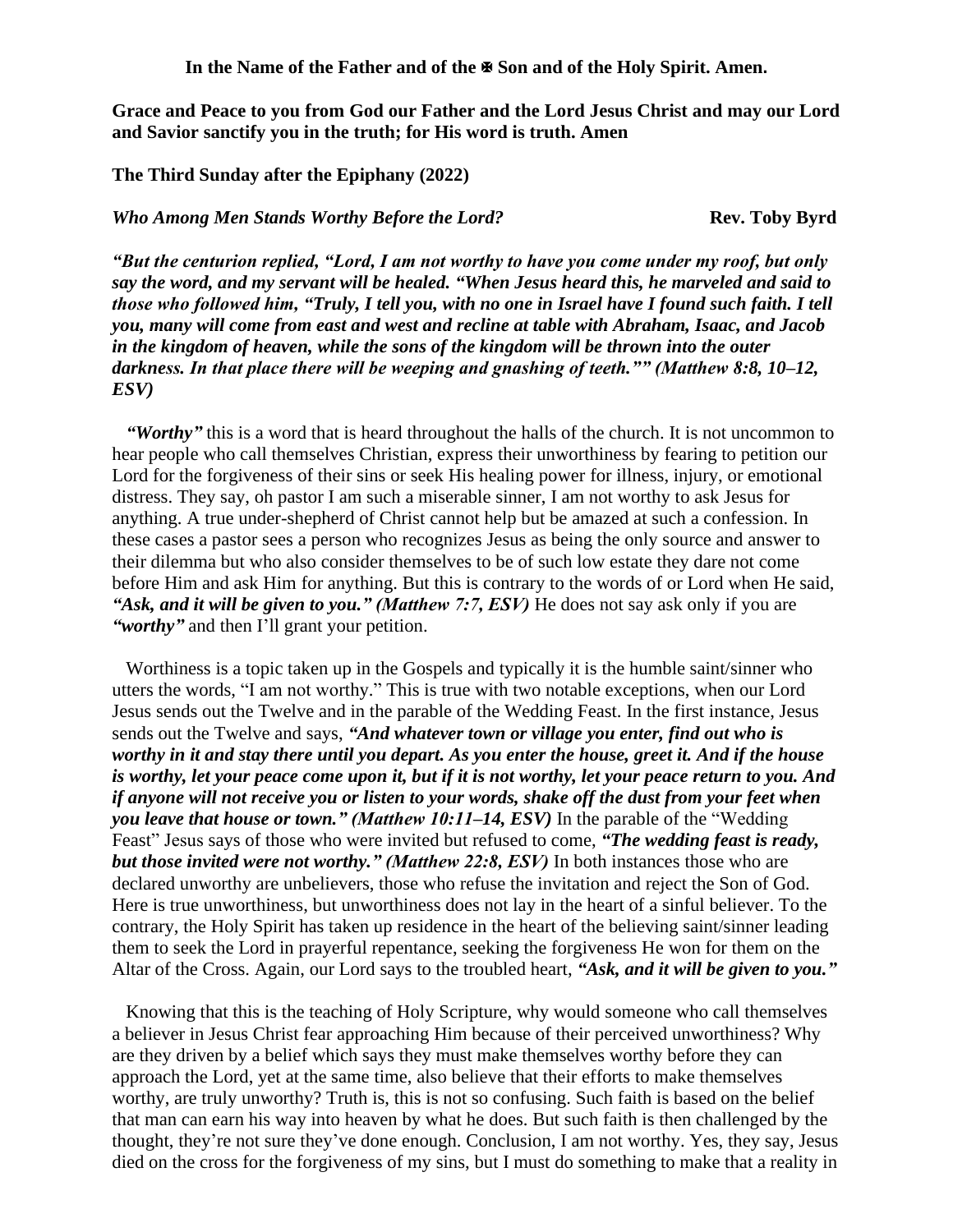**In the Name of the Father and of the ✠ Son and of the Holy Spirit. Amen.**

**Grace and Peace to you from God our Father and the Lord Jesus Christ and may our Lord and Savior sanctify you in the truth; for His word is truth. Amen**

**The Third Sunday after the Epiphany (2022)**

***Who Among Men Stands Worthy Before the Lord?*** **Rev. Toby Byrd**

***"But the centurion replied, "Lord, I am not worthy to have you come under my roof, but only say the word, and my servant will be healed. "When Jesus heard this, he marveled and said to those who followed him, "Truly, I tell you, with no one in Israel have I found such faith. I tell you, many will come from east and west and recline at table with Abraham, Isaac, and Jacob in the kingdom of heaven, while the sons of the kingdom will be thrown into the outer darkness. In that place there will be weeping and gnashing of teeth."" (Matthew 8:8, 10–12, ESV)***

***"Worthy"*** this is a word that is heard throughout the halls of the church. It is not uncommon to hear people who call themselves Christian, express their unworthiness by fearing to petition our Lord for the forgiveness of their sins or seek His healing power for illness, injury, or emotional distress. They say, oh pastor I am such a miserable sinner, I am not worthy to ask Jesus for anything. A true under-shepherd of Christ cannot help but be amazed at such a confession. In these cases a pastor sees a person who recognizes Jesus as being the only source and answer to their dilemma but who also consider themselves to be of such low estate they dare not come before Him and ask Him for anything. But this is contrary to the words of or Lord when He said, ***"Ask, and it will be given to you." (Matthew 7:7, ESV)*** He does not say ask only if you are ***"worthy"*** and then I'll grant your petition.

Worthiness is a topic taken up in the Gospels and typically it is the humble saint/sinner who utters the words, "I am not worthy." This is true with two notable exceptions, when our Lord Jesus sends out the Twelve and in the parable of the Wedding Feast. In the first instance, Jesus sends out the Twelve and says, ***"And whatever town or village you enter, find out who is worthy in it and stay there until you depart. As you enter the house, greet it. And if the house is worthy, let your peace come upon it, but if it is not worthy, let your peace return to you. And if anyone will not receive you or listen to your words, shake off the dust from your feet when you leave that house or town." (Matthew 10:11–14, ESV)*** In the parable of the "Wedding Feast" Jesus says of those who were invited but refused to come, ***"The wedding feast is ready, but those invited were not worthy." (Matthew 22:8, ESV)*** In both instances those who are declared unworthy are unbelievers, those who refuse the invitation and reject the Son of God. Here is true unworthiness, but unworthiness does not lay in the heart of a sinful believer. To the contrary, the Holy Spirit has taken up residence in the heart of the believing saint/sinner leading them to seek the Lord in prayerful repentance, seeking the forgiveness He won for them on the Altar of the Cross. Again, our Lord says to the troubled heart, ***"Ask, and it will be given to you."***

Knowing that this is the teaching of Holy Scripture, why would someone who call themselves a believer in Jesus Christ fear approaching Him because of their perceived unworthiness? Why are they driven by a belief which says they must make themselves worthy before they can approach the Lord, yet at the same time, also believe that their efforts to make themselves worthy, are truly unworthy? Truth is, this is not so confusing. Such faith is based on the belief that man can earn his way into heaven by what he does. But such faith is then challenged by the thought, they're not sure they've done enough. Conclusion, I am not worthy. Yes, they say, Jesus died on the cross for the forgiveness of my sins, but I must do something to make that a reality in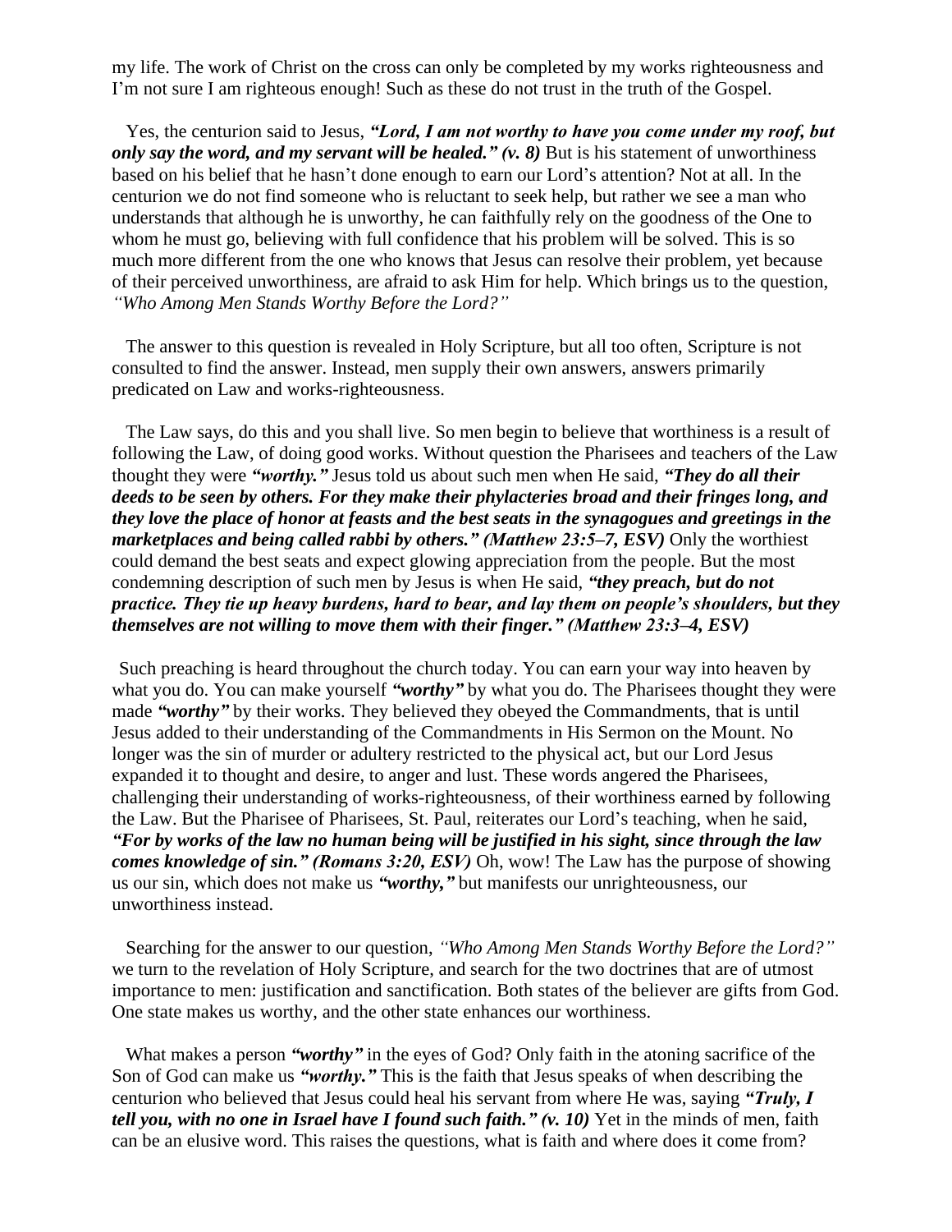my life. The work of Christ on the cross can only be completed by my works righteousness and I'm not sure I am righteous enough! Such as these do not trust in the truth of the Gospel.

Yes, the centurion said to Jesus, ***"Lord, I am not worthy to have you come under my roof, but only say the word, and my servant will be healed." (v. 8)*** But is his statement of unworthiness based on his belief that he hasn't done enough to earn our Lord's attention? Not at all. In the centurion we do not find someone who is reluctant to seek help, but rather we see a man who understands that although he is unworthy, he can faithfully rely on the goodness of the One to whom he must go, believing with full confidence that his problem will be solved. This is so much more different from the one who knows that Jesus can resolve their problem, yet because of their perceived unworthiness, are afraid to ask Him for help. Which brings us to the question, *"Who Among Men Stands Worthy Before the Lord?"*

The answer to this question is revealed in Holy Scripture, but all too often, Scripture is not consulted to find the answer. Instead, men supply their own answers, answers primarily predicated on Law and works-righteousness.

The Law says, do this and you shall live. So men begin to believe that worthiness is a result of following the Law, of doing good works. Without question the Pharisees and teachers of the Law thought they were ***"worthy."*** Jesus told us about such men when He said, ***"They do all their deeds to be seen by others. For they make their phylacteries broad and their fringes long, and they love the place of honor at feasts and the best seats in the synagogues and greetings in the marketplaces and being called rabbi by others." (Matthew 23:5–7, ESV)*** Only the worthiest could demand the best seats and expect glowing appreciation from the people. But the most condemning description of such men by Jesus is when He said, ***"they preach, but do not practice. They tie up heavy burdens, hard to bear, and lay them on people's shoulders, but they themselves are not willing to move them with their finger." (Matthew 23:3–4, ESV)***

Such preaching is heard throughout the church today. You can earn your way into heaven by what you do. You can make yourself ***"worthy"*** by what you do. The Pharisees thought they were made ***"worthy"*** by their works. They believed they obeyed the Commandments, that is until Jesus added to their understanding of the Commandments in His Sermon on the Mount. No longer was the sin of murder or adultery restricted to the physical act, but our Lord Jesus expanded it to thought and desire, to anger and lust. These words angered the Pharisees, challenging their understanding of works-righteousness, of their worthiness earned by following the Law. But the Pharisee of Pharisees, St. Paul, reiterates our Lord's teaching, when he said, ***"For by works of the law no human being will be justified in his sight, since through the law comes knowledge of sin." (Romans 3:20, ESV)*** Oh, wow! The Law has the purpose of showing us our sin, which does not make us ***"worthy,"*** but manifests our unrighteousness, our unworthiness instead.

Searching for the answer to our question, *"Who Among Men Stands Worthy Before the Lord?"* we turn to the revelation of Holy Scripture, and search for the two doctrines that are of utmost importance to men: justification and sanctification. Both states of the believer are gifts from God. One state makes us worthy, and the other state enhances our worthiness.

What makes a person ***"worthy"*** in the eyes of God? Only faith in the atoning sacrifice of the Son of God can make us ***"worthy."*** This is the faith that Jesus speaks of when describing the centurion who believed that Jesus could heal his servant from where He was, saying ***"Truly, I tell you, with no one in Israel have I found such faith." (v. 10)*** Yet in the minds of men, faith can be an elusive word. This raises the questions, what is faith and where does it come from?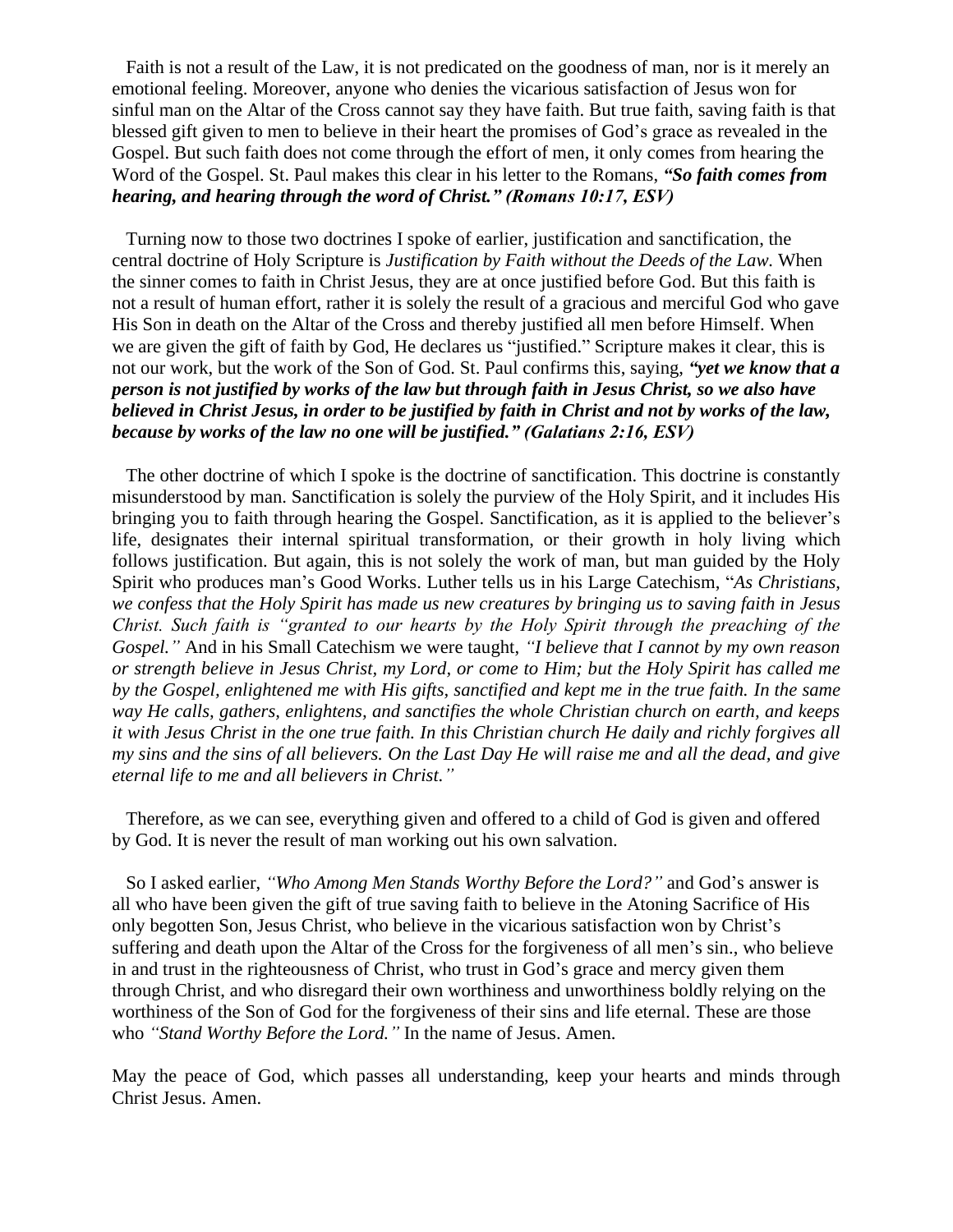Faith is not a result of the Law, it is not predicated on the goodness of man, nor is it merely an emotional feeling. Moreover, anyone who denies the vicarious satisfaction of Jesus won for sinful man on the Altar of the Cross cannot say they have faith. But true faith, saving faith is that blessed gift given to men to believe in their heart the promises of God's grace as revealed in the Gospel. But such faith does not come through the effort of men, it only comes from hearing the Word of the Gospel. St. Paul makes this clear in his letter to the Romans, ***"So faith comes from hearing, and hearing through the word of Christ." (Romans 10:17, ESV)***

Turning now to those two doctrines I spoke of earlier, justification and sanctification, the central doctrine of Holy Scripture is *Justification by Faith without the Deeds of the Law.* When the sinner comes to faith in Christ Jesus, they are at once justified before God. But this faith is not a result of human effort, rather it is solely the result of a gracious and merciful God who gave His Son in death on the Altar of the Cross and thereby justified all men before Himself. When we are given the gift of faith by God, He declares us "justified." Scripture makes it clear, this is not our work, but the work of the Son of God. St. Paul confirms this, saying, ***"yet we know that a person is not justified by works of the law but through faith in Jesus Christ, so we also have believed in Christ Jesus, in order to be justified by faith in Christ and not by works of the law, because by works of the law no one will be justified." (Galatians 2:16, ESV)***

The other doctrine of which I spoke is the doctrine of sanctification. This doctrine is constantly misunderstood by man. Sanctification is solely the purview of the Holy Spirit, and it includes His bringing you to faith through hearing the Gospel. Sanctification, as it is applied to the believer's life, designates their internal spiritual transformation, or their growth in holy living which follows justification. But again, this is not solely the work of man, but man guided by the Holy Spirit who produces man's Good Works. Luther tells us in his Large Catechism, "*As Christians, we confess that the Holy Spirit has made us new creatures by bringing us to saving faith in Jesus Christ. Such faith is "granted to our hearts by the Holy Spirit through the preaching of the Gospel."* And in his Small Catechism we were taught, *"I believe that I cannot by my own reason or strength believe in Jesus Christ, my Lord, or come to Him; but the Holy Spirit has called me by the Gospel, enlightened me with His gifts, sanctified and kept me in the true faith. In the same way He calls, gathers, enlightens, and sanctifies the whole Christian church on earth, and keeps it with Jesus Christ in the one true faith. In this Christian church He daily and richly forgives all my sins and the sins of all believers. On the Last Day He will raise me and all the dead, and give eternal life to me and all believers in Christ."*

Therefore, as we can see, everything given and offered to a child of God is given and offered by God. It is never the result of man working out his own salvation.

So I asked earlier, *"Who Among Men Stands Worthy Before the Lord?"* and God's answer is all who have been given the gift of true saving faith to believe in the Atoning Sacrifice of His only begotten Son, Jesus Christ, who believe in the vicarious satisfaction won by Christ's suffering and death upon the Altar of the Cross for the forgiveness of all men's sin., who believe in and trust in the righteousness of Christ, who trust in God's grace and mercy given them through Christ, and who disregard their own worthiness and unworthiness boldly relying on the worthiness of the Son of God for the forgiveness of their sins and life eternal. These are those who *"Stand Worthy Before the Lord."* In the name of Jesus. Amen.

May the peace of God, which passes all understanding, keep your hearts and minds through Christ Jesus. Amen.